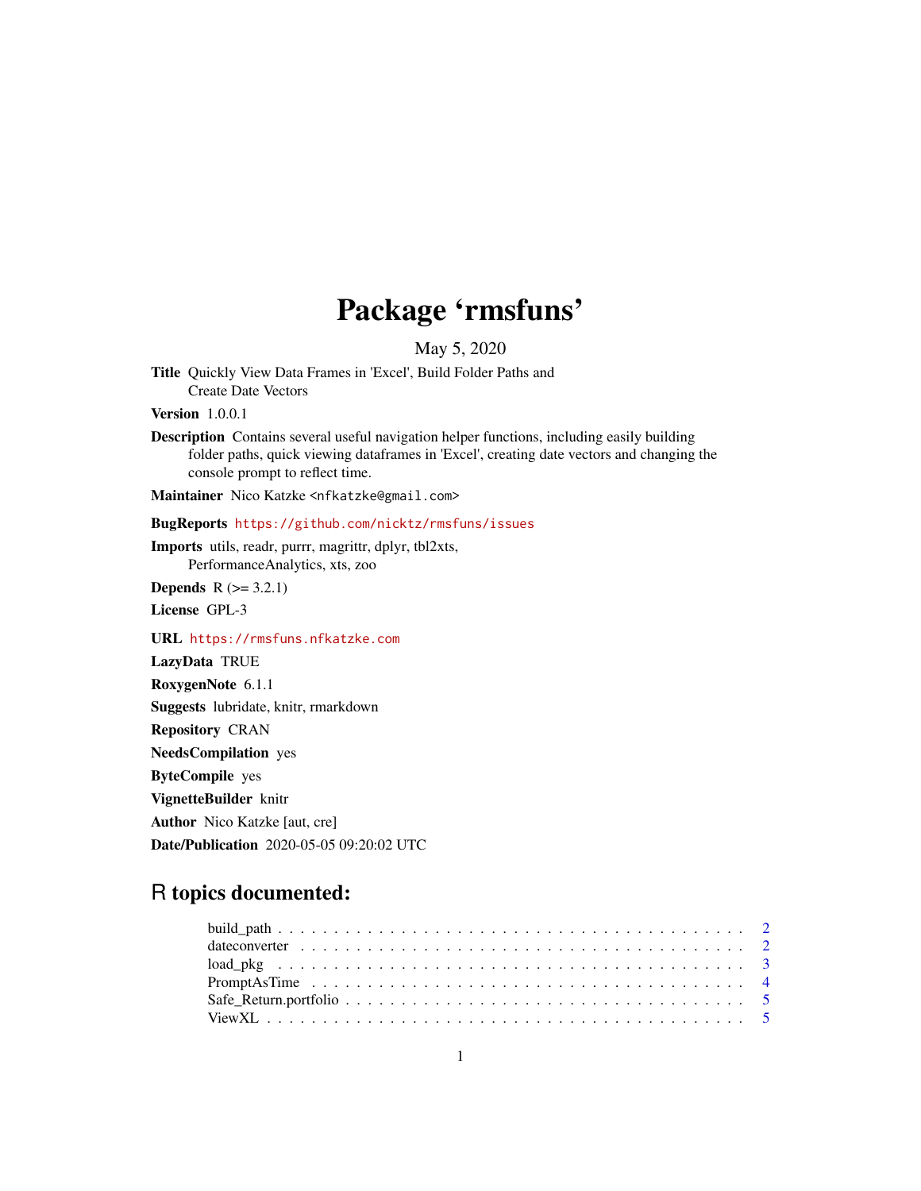# Package 'rmsfuns'

May 5, 2020

**Title** Quickly View Data Frames in 'Excel', Build Folder Paths and Create Date Vectors

**Version** 1.0.0.1

**Description** Contains several useful navigation helper functions, including easily building folder paths, quick viewing dataframes in 'Excel', creating date vectors and changing the console prompt to reflect time.

**Maintainer** Nico Katzke <nfkatzke@gmail.com>

**BugReports** https://github.com/nicktz/rmsfuns/issues

**Imports** utils, readr, purrr, magrittr, dplyr, tbl2xts, PerformanceAnalytics, xts, zoo

**Depends** R (>= 3.2.1)

**License** GPL-3

**URL** https://rmsfuns.nfkatzke.com

**LazyData** TRUE

**RoxygenNote** 6.1.1

**Suggests** lubridate, knitr, rmarkdown

**Repository** CRAN

**NeedsCompilation** yes

**ByteCompile** yes

**VignetteBuilder** knitr

**Author** Nico Katzke [aut, cre]

**Date/Publication** 2020-05-05 09:20:02 UTC

## R topics documented:

- build_path . . . . . . . . . . . . . . . . . . . . . . . . . . . . . . . . . . . . . . . . 2
- dateconverter . . . . . . . . . . . . . . . . . . . . . . . . . . . . . . . . . . . . . . . 2
- load_pkg . . . . . . . . . . . . . . . . . . . . . . . . . . . . . . . . . . . . . . . . . 3
- PromptAsTime . . . . . . . . . . . . . . . . . . . . . . . . . . . . . . . . . . . . . . . 4
- Safe_Return.portfolio . . . . . . . . . . . . . . . . . . . . . . . . . . . . . . . . . . . 5
- ViewXL . . . . . . . . . . . . . . . . . . . . . . . . . . . . . . . . . . . . . . . . . . 5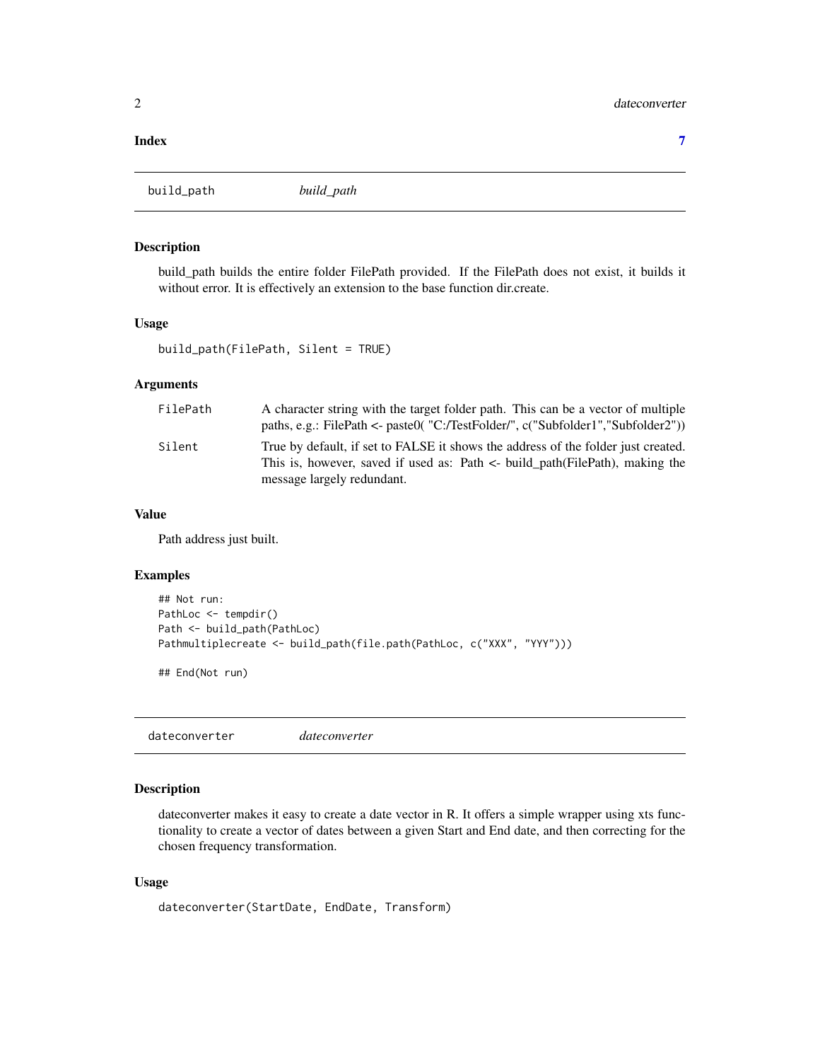**Index** **7**

## build_path — *build_path*

### Description

build_path builds the entire folder FilePath provided. If the FilePath does not exist, it builds it without error. It is effectively an extension to the base function dir.create.

### Usage

```
build_path(FilePath, Silent = TRUE)
```

### Arguments

| | |
|---|---|
| FilePath | A character string with the target folder path. This can be a vector of multiple paths, e.g.: FilePath <- paste0( "C:/TestFolder/", c("Subfolder1","Subfolder2")) |
| Silent | True by default, if set to FALSE it shows the address of the folder just created. This is, however, saved if used as: Path <- build_path(FilePath), making the message largely redundant. |

### Value

Path address just built.

### Examples

```
## Not run:
PathLoc <- tempdir()
Path <- build_path(PathLoc)
Pathmultiplecreate <- build_path(file.path(PathLoc, c("XXX", "YYY")))

## End(Not run)
```

## dateconverter — *dateconverter*

### Description

dateconverter makes it easy to create a date vector in R. It offers a simple wrapper using xts functionality to create a vector of dates between a given Start and End date, and then correcting for the chosen frequency transformation.

### Usage

```
dateconverter(StartDate, EndDate, Transform)
```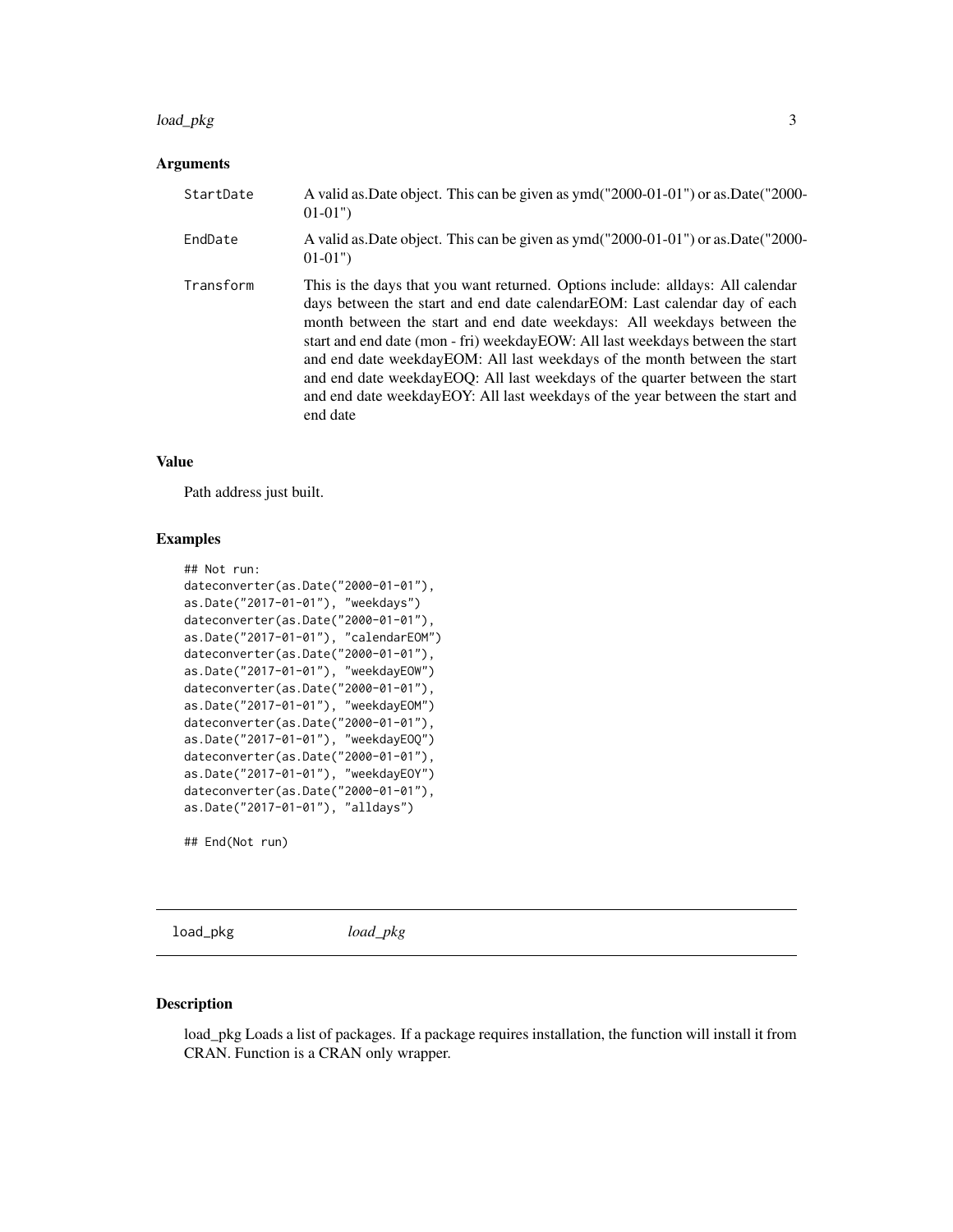### Arguments

| | |
|---|---|
| `StartDate` | A valid as.Date object. This can be given as ymd("2000-01-01") or as.Date("2000-01-01") |
| `EndDate` | A valid as.Date object. This can be given as ymd("2000-01-01") or as.Date("2000-01-01") |
| `Transform` | This is the days that you want returned. Options include: alldays: All calendar days between the start and end date calendarEOM: Last calendar day of each month between the start and end date weekdays: All weekdays between the start and end date (mon - fri) weekdayEOW: All last weekdays between the start and end date weekdayEOM: All last weekdays of the month between the start and end date weekdayEOQ: All last weekdays of the quarter between the start and end date weekdayEOY: All last weekdays of the year between the start and end date |

### Value

Path address just built.

### Examples

```
## Not run:
dateconverter(as.Date("2000-01-01"),
as.Date("2017-01-01"), "weekdays")
dateconverter(as.Date("2000-01-01"),
as.Date("2017-01-01"), "calendarEOM")
dateconverter(as.Date("2000-01-01"),
as.Date("2017-01-01"), "weekdayEOW")
dateconverter(as.Date("2000-01-01"),
as.Date("2017-01-01"), "weekdayEOM")
dateconverter(as.Date("2000-01-01"),
as.Date("2017-01-01"), "weekdayEOQ")
dateconverter(as.Date("2000-01-01"),
as.Date("2017-01-01"), "weekdayEOY")
dateconverter(as.Date("2000-01-01"),
as.Date("2017-01-01"), "alldays")

## End(Not run)
```

---

## `load_pkg` *load_pkg*

---

### Description

load_pkg Loads a list of packages. If a package requires installation, the function will install it from CRAN. Function is a CRAN only wrapper.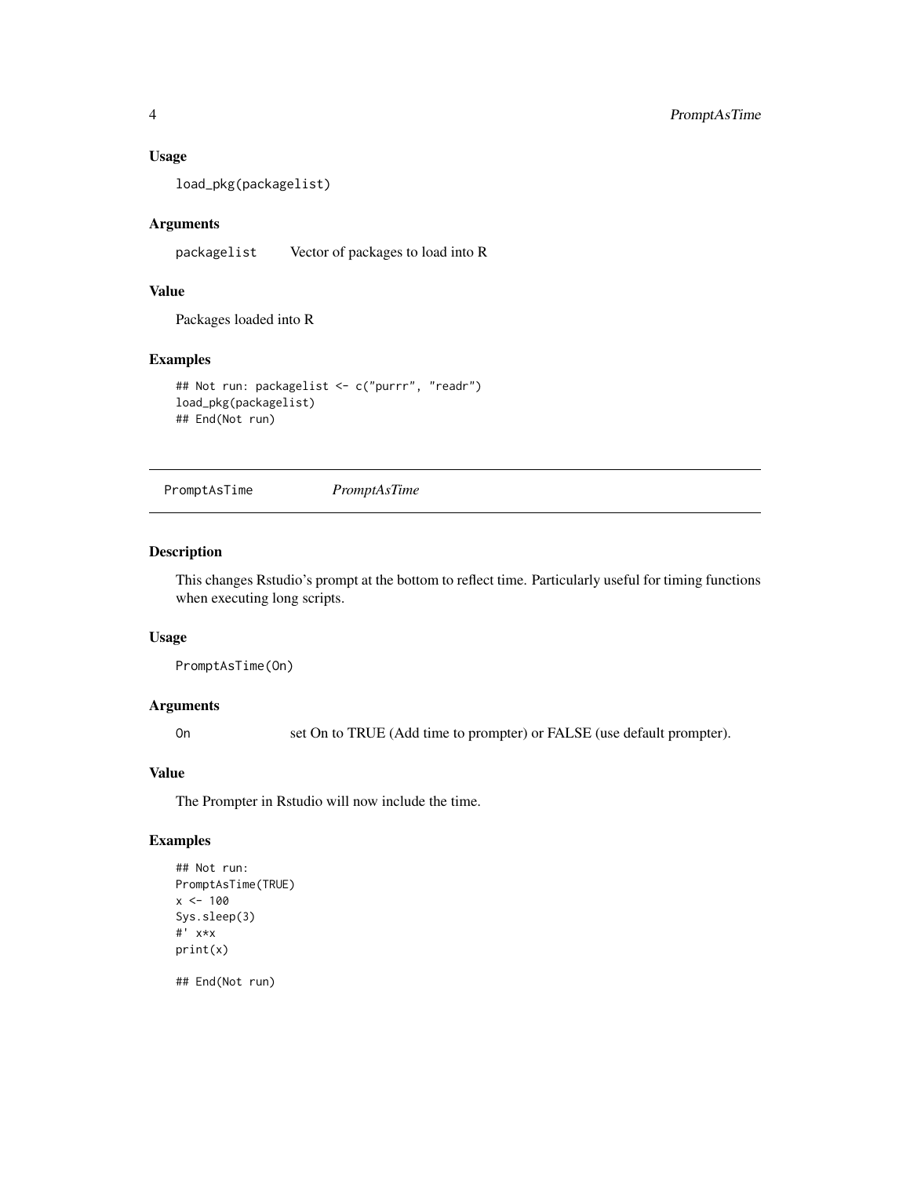### Usage

```
load_pkg(packagelist)
```

### Arguments

| | |
|---|---|
| packagelist | Vector of packages to load into R |

### Value

Packages loaded into R

### Examples

```
## Not run: packagelist <- c("purrr", "readr")
load_pkg(packagelist)
## End(Not run)
```

---

## PromptAsTime *PromptAsTime*

---

### Description

This changes Rstudio's prompt at the bottom to reflect time. Particularly useful for timing functions when executing long scripts.

### Usage

```
PromptAsTime(On)
```

### Arguments

| | |
|---|---|
| On | set On to TRUE (Add time to prompter) or FALSE (use default prompter). |

### Value

The Prompter in Rstudio will now include the time.

### Examples

```
## Not run:
PromptAsTime(TRUE)
x <- 100
Sys.sleep(3)
#' x*x
print(x)

## End(Not run)
```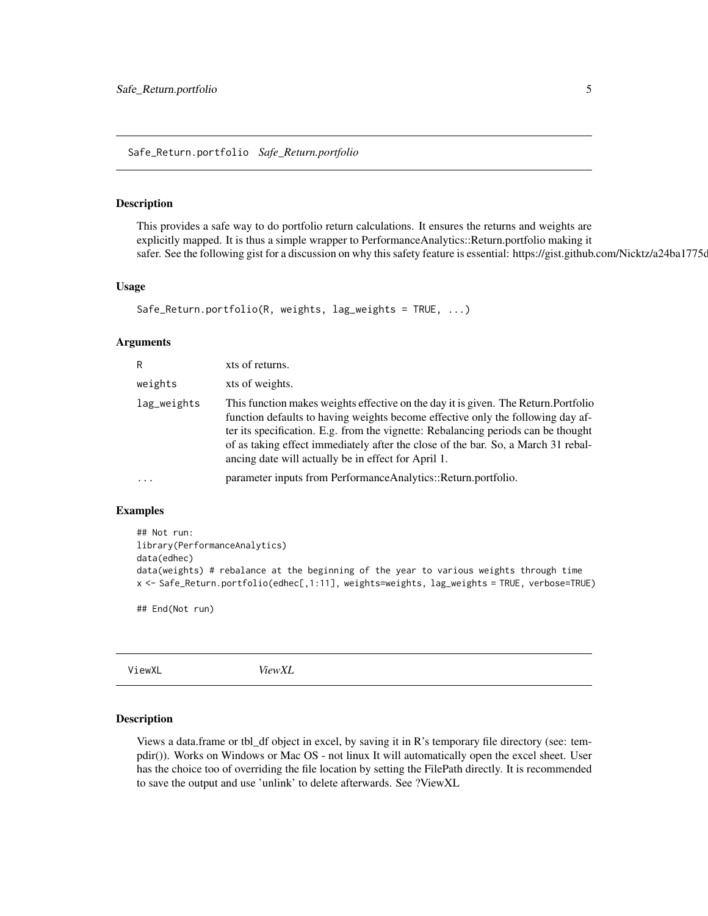## Safe_Return.portfolio *Safe_Return.portfolio*

### Description

This provides a safe way to do portfolio return calculations. It ensures the returns and weights are explicitly mapped. It is thus a simple wrapper to PerformanceAnalytics::Return.portfolio making it safer. See the following gist for a discussion on why this safety feature is essential: https://gist.github.com/Nicktz/a24ba1775d

### Usage

```
Safe_Return.portfolio(R, weights, lag_weights = TRUE, ...)
```

### Arguments

| | |
|---|---|
| `R` | xts of returns. |
| `weights` | xts of weights. |
| `lag_weights` | This function makes weights effective on the day it is given. The Return.Portfolio function defaults to having weights become effective only the following day after its specification. E.g. from the vignette: Rebalancing periods can be thought of as taking effect immediately after the close of the bar. So, a March 31 rebalancing date will actually be in effect for April 1. |
| `...` | parameter inputs from PerformanceAnalytics::Return.portfolio. |

### Examples

```
## Not run:
library(PerformanceAnalytics)
data(edhec)
data(weights) # rebalance at the beginning of the year to various weights through time
x <- Safe_Return.portfolio(edhec[,1:11], weights=weights, lag_weights = TRUE, verbose=TRUE)

## End(Not run)
```

## ViewXL *ViewXL*

### Description

Views a data.frame or tbl_df object in excel, by saving it in R's temporary file directory (see: tempdir()). Works on Windows or Mac OS - not linux It will automatically open the excel sheet. User has the choice too of overriding the file location by setting the FilePath directly. It is recommended to save the output and use 'unlink' to delete afterwards. See ?ViewXL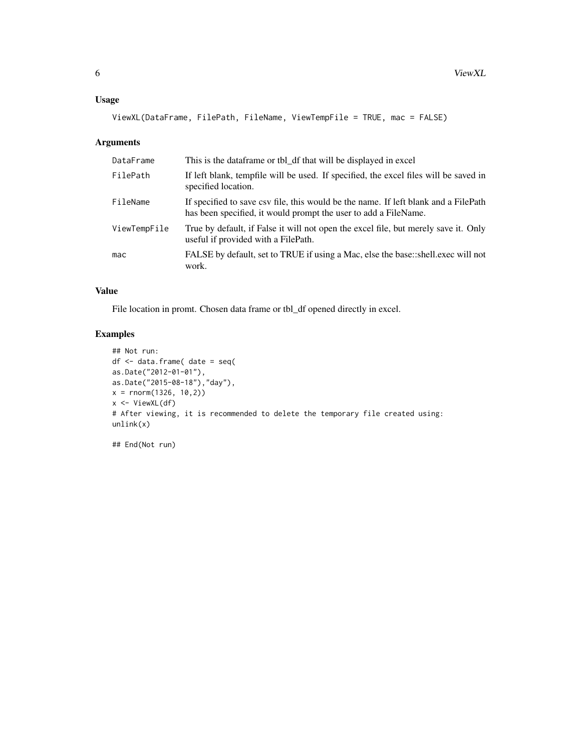### Usage

```
ViewXL(DataFrame, FilePath, FileName, ViewTempFile = TRUE, mac = FALSE)
```

### Arguments

| | |
|---|---|
| DataFrame | This is the dataframe or tbl_df that will be displayed in excel |
| FilePath | If left blank, tempfile will be used. If specified, the excel files will be saved in specified location. |
| FileName | If specified to save csv file, this would be the name. If left blank and a FilePath has been specified, it would prompt the user to add a FileName. |
| ViewTempFile | True by default, if False it will not open the excel file, but merely save it. Only useful if provided with a FilePath. |
| mac | FALSE by default, set to TRUE if using a Mac, else the base::shell.exec will not work. |

### Value

File location in promt. Chosen data frame or tbl_df opened directly in excel.

### Examples

```
## Not run:
df <- data.frame( date = seq(
as.Date("2012-01-01"),
as.Date("2015-08-18"),"day"),
x = rnorm(1326, 10,2))
x <- ViewXL(df)
# After viewing, it is recommended to delete the temporary file created using:
unlink(x)

## End(Not run)
```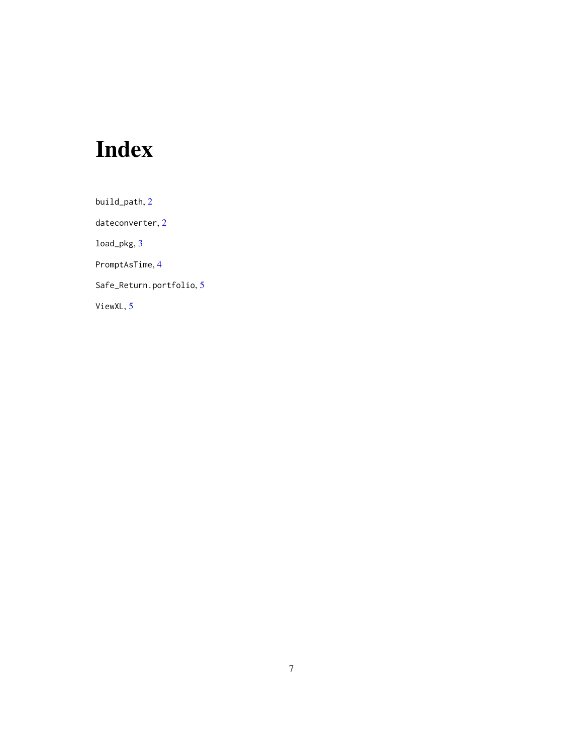# Index

build_path, 2

dateconverter, 2

load_pkg, 3

PromptAsTime, 4

Safe_Return.portfolio, 5

ViewXL, 5